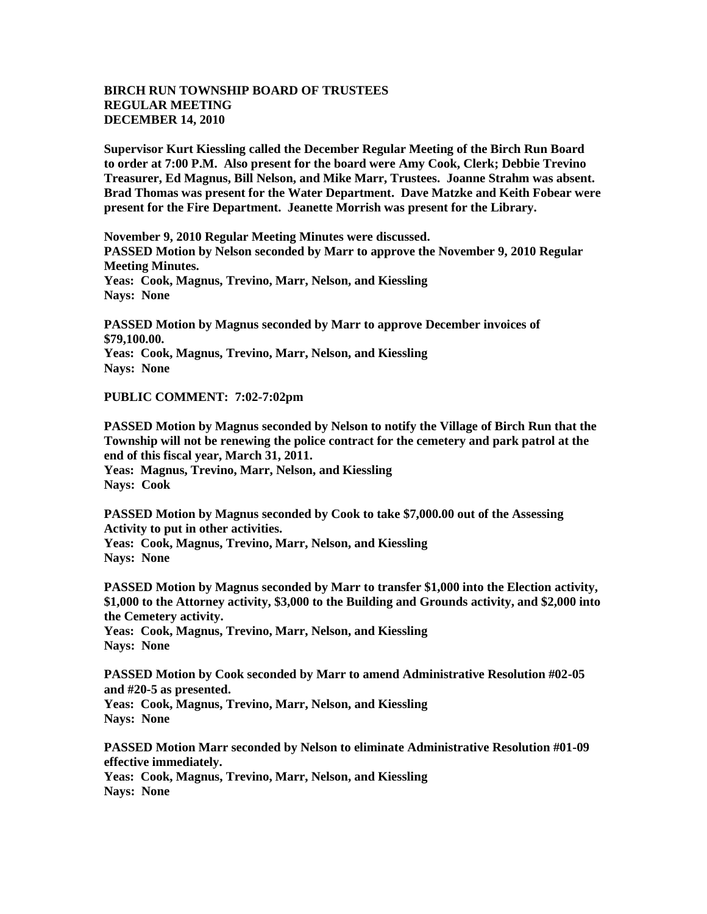**BIRCH RUN TOWNSHIP BOARD OF TRUSTEES**
**REGULAR MEETING**
**DECEMBER 14, 2010**

**Supervisor Kurt Kiessling called the December Regular Meeting of the Birch Run Board to order at 7:00 P.M. Also present for the board were Amy Cook, Clerk; Debbie Trevino Treasurer, Ed Magnus, Bill Nelson, and Mike Marr, Trustees. Joanne Strahm was absent. Brad Thomas was present for the Water Department. Dave Matzke and Keith Fobear were present for the Fire Department. Jeanette Morrish was present for the Library.**

**November 9, 2010 Regular Meeting Minutes were discussed.**
**PASSED Motion by Nelson seconded by Marr to approve the November 9, 2010 Regular Meeting Minutes.**
**Yeas: Cook, Magnus, Trevino, Marr, Nelson, and Kiessling**
**Nays: None**

**PASSED Motion by Magnus seconded by Marr to approve December invoices of $79,100.00.**
**Yeas: Cook, Magnus, Trevino, Marr, Nelson, and Kiessling**
**Nays: None**

**PUBLIC COMMENT: 7:02-7:02pm**

**PASSED Motion by Magnus seconded by Nelson to notify the Village of Birch Run that the Township will not be renewing the police contract for the cemetery and park patrol at the end of this fiscal year, March 31, 2011.**
**Yeas: Magnus, Trevino, Marr, Nelson, and Kiessling**
**Nays: Cook**

**PASSED Motion by Magnus seconded by Cook to take $7,000.00 out of the Assessing Activity to put in other activities.**
**Yeas: Cook, Magnus, Trevino, Marr, Nelson, and Kiessling**
**Nays: None**

**PASSED Motion by Magnus seconded by Marr to transfer $1,000 into the Election activity, $1,000 to the Attorney activity, $3,000 to the Building and Grounds activity, and $2,000 into the Cemetery activity.**
**Yeas: Cook, Magnus, Trevino, Marr, Nelson, and Kiessling**
**Nays: None**

**PASSED Motion by Cook seconded by Marr to amend Administrative Resolution #02-05 and #20-5 as presented.**
**Yeas: Cook, Magnus, Trevino, Marr, Nelson, and Kiessling**
**Nays: None**

**PASSED Motion Marr seconded by Nelson to eliminate Administrative Resolution #01-09 effective immediately.**
**Yeas: Cook, Magnus, Trevino, Marr, Nelson, and Kiessling**
**Nays: None**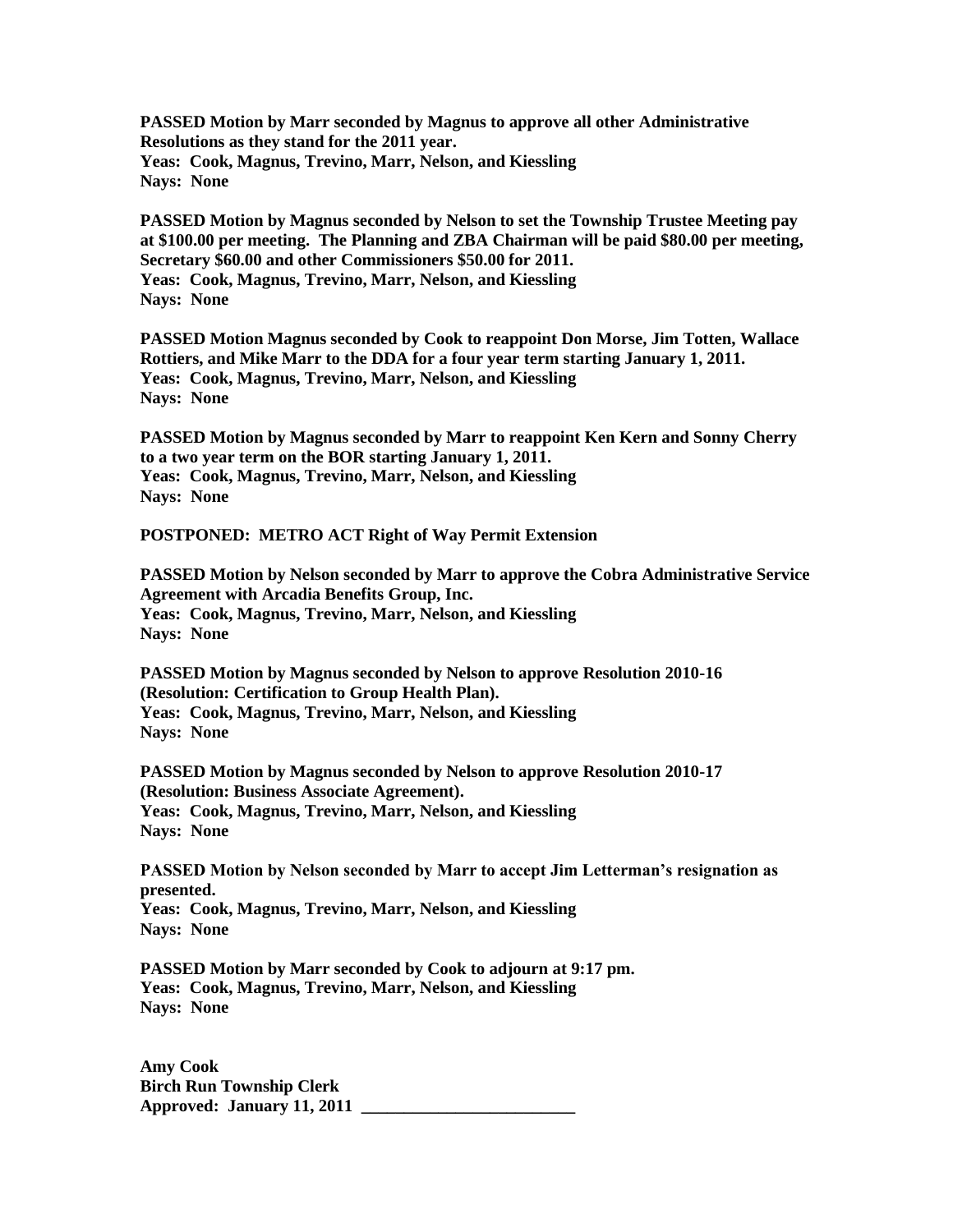**PASSED Motion by Marr seconded by Magnus to approve all other Administrative Resolutions as they stand for the 2011 year.**
**Yeas: Cook, Magnus, Trevino, Marr, Nelson, and Kiessling**
**Nays: None**

**PASSED Motion by Magnus seconded by Nelson to set the Township Trustee Meeting pay at $100.00 per meeting. The Planning and ZBA Chairman will be paid $80.00 per meeting, Secretary $60.00 and other Commissioners $50.00 for 2011.**
**Yeas: Cook, Magnus, Trevino, Marr, Nelson, and Kiessling**
**Nays: None**

**PASSED Motion Magnus seconded by Cook to reappoint Don Morse, Jim Totten, Wallace Rottiers, and Mike Marr to the DDA for a four year term starting January 1, 2011.**
**Yeas: Cook, Magnus, Trevino, Marr, Nelson, and Kiessling**
**Nays: None**

**PASSED Motion by Magnus seconded by Marr to reappoint Ken Kern and Sonny Cherry to a two year term on the BOR starting January 1, 2011.**
**Yeas: Cook, Magnus, Trevino, Marr, Nelson, and Kiessling**
**Nays: None**

**POSTPONED: METRO ACT Right of Way Permit Extension**

**PASSED Motion by Nelson seconded by Marr to approve the Cobra Administrative Service Agreement with Arcadia Benefits Group, Inc.**
**Yeas: Cook, Magnus, Trevino, Marr, Nelson, and Kiessling**
**Nays: None**

**PASSED Motion by Magnus seconded by Nelson to approve Resolution 2010-16 (Resolution: Certification to Group Health Plan).**
**Yeas: Cook, Magnus, Trevino, Marr, Nelson, and Kiessling**
**Nays: None**

**PASSED Motion by Magnus seconded by Nelson to approve Resolution 2010-17 (Resolution: Business Associate Agreement).**
**Yeas: Cook, Magnus, Trevino, Marr, Nelson, and Kiessling**
**Nays: None**

**PASSED Motion by Nelson seconded by Marr to accept Jim Letterman's resignation as presented.**
**Yeas: Cook, Magnus, Trevino, Marr, Nelson, and Kiessling**
**Nays: None**

**PASSED Motion by Marr seconded by Cook to adjourn at 9:17 pm.**
**Yeas: Cook, Magnus, Trevino, Marr, Nelson, and Kiessling**
**Nays: None**

**Amy Cook**
**Birch Run Township Clerk**
**Approved: January 11, 2011 _________________________**